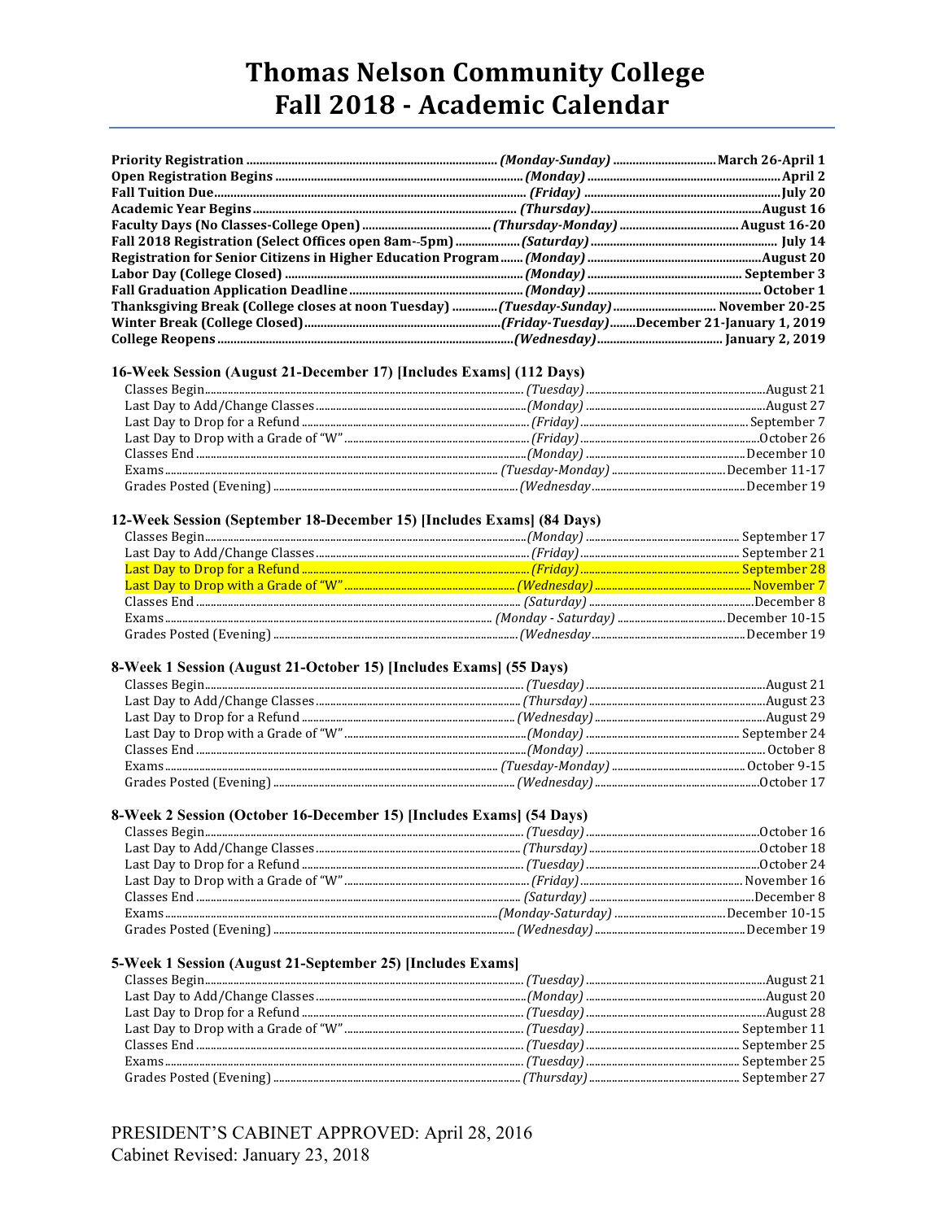# Thomas Nelson Community College
# Fall 2018 - Academic Calendar

| | | |
|---|---|---|
| **Priority Registration** | ***(Monday-Sunday)*** | **March 26-April 1** |
| **Open Registration Begins** | ***(Monday)*** | **April 2** |
| **Fall Tuition Due** | ***(Friday)*** | **July 20** |
| **Academic Year Begins** | ***(Thursday)*** | **August 16** |
| **Faculty Days (No Classes-College Open)** | ***(Thursday-Monday)*** | **August 16-20** |
| **Fall 2018 Registration (Select Offices open 8am--5pm)** | ***(Saturday)*** | **July 14** |
| **Registration for Senior Citizens in Higher Education Program** | ***(Monday)*** | **August 20** |
| **Labor Day (College Closed)** | ***(Monday)*** | **September 3** |
| **Fall Graduation Application Deadline** | ***(Monday)*** | **October 1** |
| **Thanksgiving Break (College closes at noon Tuesday)** | ***(Tuesday-Sunday)*** | **November 20-25** |
| **Winter Break (College Closed)** | ***(Friday-Tuesday)*** | **December 21-January 1, 2019** |
| **College Reopens** | ***(Wednesday)*** | **January 2, 2019** |

### 16-Week Session (August 21-December 17) [Includes Exams] (112 Days)

| | | |
|---|---|---|
| Classes Begin | *(Tuesday)* | August 21 |
| Last Day to Add/Change Classes | *(Monday)* | August 27 |
| Last Day to Drop for a Refund | *(Friday)* | September 7 |
| Last Day to Drop with a Grade of "W" | *(Friday)* | October 26 |
| Classes End | *(Monday)* | December 10 |
| Exams | *(Tuesday-Monday)* | December 11-17 |
| Grades Posted (Evening) | *(Wednesday* | December 19 |

### 12-Week Session (September 18-December 15) [Includes Exams] (84 Days)

| | | |
|---|---|---|
| Classes Begin | *(Monday)* | September 17 |
| Last Day to Add/Change Classes | *(Friday)* | September 21 |
| Last Day to Drop for a Refund | *(Friday)* | September 28 |
| Last Day to Drop with a Grade of "W" | *(Wednesday)* | November 7 |
| Classes End | *(Saturday)* | December 8 |
| Exams | *(Monday - Saturday)* | December 10-15 |
| Grades Posted (Evening) | *(Wednesday* | December 19 |

### 8-Week 1 Session (August 21-October 15) [Includes Exams] (55 Days)

| | | |
|---|---|---|
| Classes Begin | *(Tuesday)* | August 21 |
| Last Day to Add/Change Classes | *(Thursday)* | August 23 |
| Last Day to Drop for a Refund | *(Wednesday)* | August 29 |
| Last Day to Drop with a Grade of "W" | *(Monday)* | September 24 |
| Classes End | *(Monday)* | October 8 |
| Exams | *(Tuesday-Monday)* | October 9-15 |
| Grades Posted (Evening) | *(Wednesday)* | October 17 |

### 8-Week 2 Session (October 16-December 15) [Includes Exams] (54 Days)

| | | |
|---|---|---|
| Classes Begin | *(Tuesday)* | October 16 |
| Last Day to Add/Change Classes | *(Thursday)* | October 18 |
| Last Day to Drop for a Refund | *(Tuesday)* | October 24 |
| Last Day to Drop with a Grade of "W" | *(Friday)* | November 16 |
| Classes End | *(Saturday)* | December 8 |
| Exams | *(Monday-Saturday)* | December 10-15 |
| Grades Posted (Evening) | *(Wednesday)* | December 19 |

### 5-Week 1 Session (August 21-September 25) [Includes Exams]

| | | |
|---|---|---|
| Classes Begin | *(Tuesday)* | August 21 |
| Last Day to Add/Change Classes | *(Monday)* | August 20 |
| Last Day to Drop for a Refund | *(Tuesday)* | August 28 |
| Last Day to Drop with a Grade of "W" | *(Tuesday)* | September 11 |
| Classes End | *(Tuesday)* | September 25 |
| Exams | *(Tuesday)* | September 25 |
| Grades Posted (Evening) | *(Thursday)* | September 27 |

PRESIDENT'S CABINET APPROVED: April 28, 2016
Cabinet Revised: January 23, 2018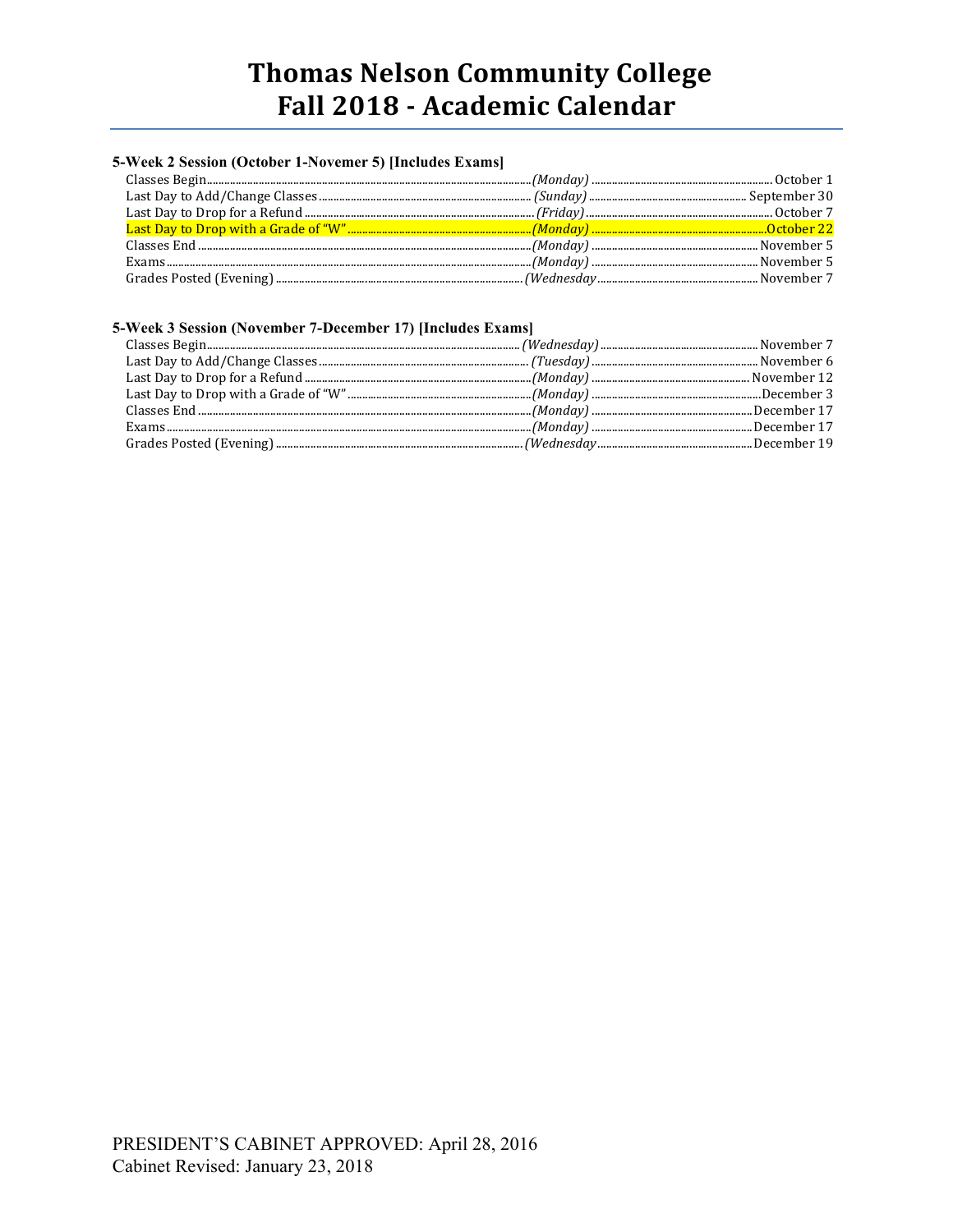# Thomas Nelson Community College
# Fall 2018 - Academic Calendar

### 5-Week 2 Session (October 1-Novemer 5) [Includes Exams]

| Event | Day | Date |
|---|---|---|
| Classes Begin | *(Monday)* | October 1 |
| Last Day to Add/Change Classes | *(Sunday)* | September 30 |
| Last Day to Drop for a Refund | *(Friday)* | October 7 |
| Last Day to Drop with a Grade of "W" | *(Monday)* | October 22 |
| Classes End | *(Monday)* | November 5 |
| Exams | *(Monday)* | November 5 |
| Grades Posted (Evening) | *(Wednesday* | November 7 |

### 5-Week 3 Session (November 7-December 17) [Includes Exams]

| Event | Day | Date |
|---|---|---|
| Classes Begin | *(Wednesday)* | November 7 |
| Last Day to Add/Change Classes | *(Tuesday)* | November 6 |
| Last Day to Drop for a Refund | *(Monday)* | November 12 |
| Last Day to Drop with a Grade of "W" | *(Monday)* | December 3 |
| Classes End | *(Monday)* | December 17 |
| Exams | *(Monday)* | December 17 |
| Grades Posted (Evening) | *(Wednesday* | December 19 |

PRESIDENT'S CABINET APPROVED: April 28, 2016
Cabinet Revised: January 23, 2018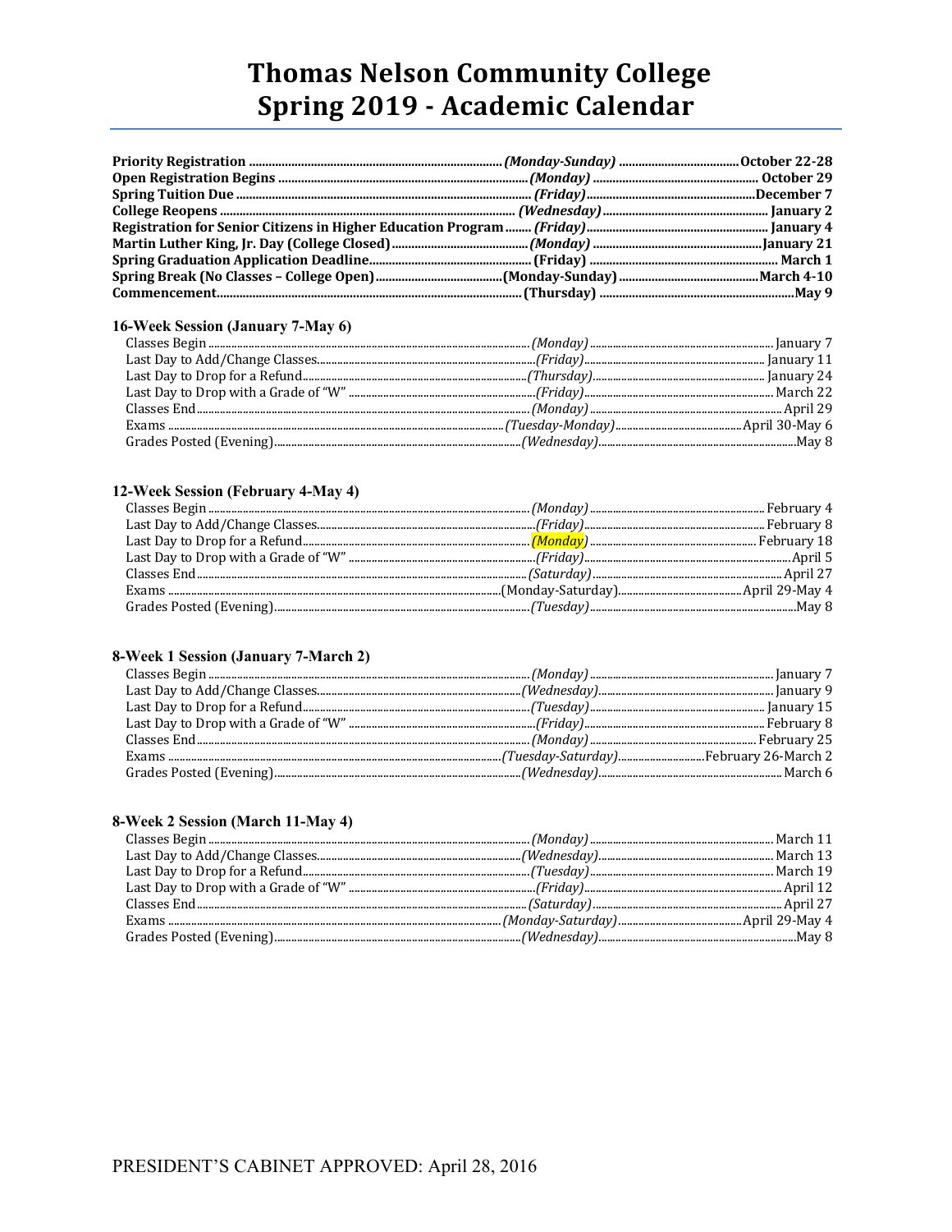# Thomas Nelson Community College
# Spring 2019 - Academic Calendar

| | | |
|---|---|---|
| **Priority Registration** | ***(Monday-Sunday)*** | **October 22-28** |
| **Open Registration Begins** | ***(Monday)*** | **October 29** |
| **Spring Tuition Due** | ***(Friday)*** | **December 7** |
| **College Reopens** | ***(Wednesday)*** | **January 2** |
| **Registration for Senior Citizens in Higher Education Program** | ***(Friday)*** | **January 4** |
| **Martin Luther King, Jr. Day (College Closed)** | ***(Monday)*** | **January 21** |
| **Spring Graduation Application Deadline** | **(Friday)** | **March 1** |
| **Spring Break (No Classes – College Open)** | **(Monday-Sunday)** | **March 4-10** |
| **Commencement** | **(Thursday)** | **May 9** |

### 16-Week Session (January 7-May 6)

| | | |
|---|---|---|
| Classes Begin | *(Monday)* | January 7 |
| Last Day to Add/Change Classes | *(Friday)* | January 11 |
| Last Day to Drop for a Refund | *(Thursday)* | January 24 |
| Last Day to Drop with a Grade of "W" | *(Friday)* | March 22 |
| Classes End | *(Monday)* | April 29 |
| Exams | *(Tuesday-Monday)* | April 30-May 6 |
| Grades Posted (Evening) | *(Wednesday)* | May 8 |

### 12-Week Session (February 4-May 4)

| | | |
|---|---|---|
| Classes Begin | *(Monday)* | February 4 |
| Last Day to Add/Change Classes | *(Friday)* | February 8 |
| Last Day to Drop for a Refund | *(Monday)* | February 18 |
| Last Day to Drop with a Grade of "W" | *(Friday)* | April 5 |
| Classes End | *(Saturday)* | April 27 |
| Exams | (Monday-Saturday) | April 29-May 4 |
| Grades Posted (Evening) | *(Tuesday)* | May 8 |

### 8-Week 1 Session (January 7-March 2)

| | | |
|---|---|---|
| Classes Begin | *(Monday)* | January 7 |
| Last Day to Add/Change Classes | *(Wednesday)* | January 9 |
| Last Day to Drop for a Refund | *(Tuesday)* | January 15 |
| Last Day to Drop with a Grade of "W" | *(Friday)* | February 8 |
| Classes End | *(Monday)* | February 25 |
| Exams | *(Tuesday-Saturday)* | February 26-March 2 |
| Grades Posted (Evening) | *(Wednesday)* | March 6 |

### 8-Week 2 Session (March 11-May 4)

| | | |
|---|---|---|
| Classes Begin | *(Monday)* | March 11 |
| Last Day to Add/Change Classes | *(Wednesday)* | March 13 |
| Last Day to Drop for a Refund | *(Tuesday)* | March 19 |
| Last Day to Drop with a Grade of "W" | *(Friday)* | April 12 |
| Classes End | *(Saturday)* | April 27 |
| Exams | *(Monday-Saturday)* | April 29-May 4 |
| Grades Posted (Evening) | *(Wednesday)* | May 8 |

PRESIDENT'S CABINET APPROVED: April 28, 2016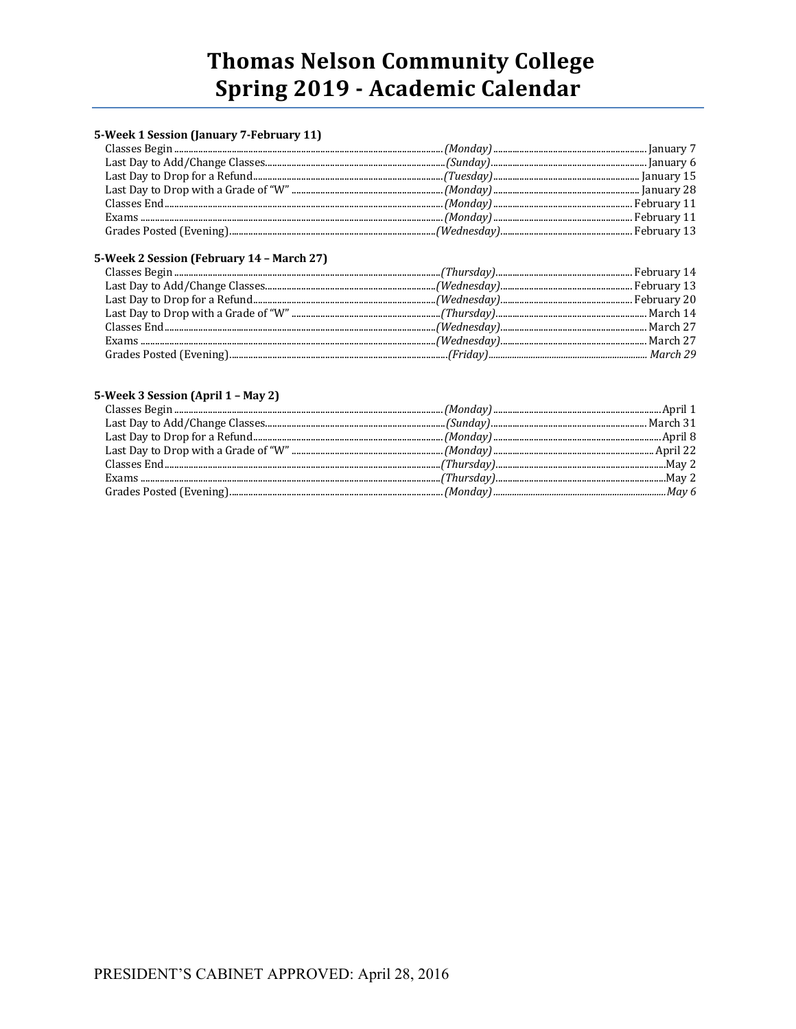# Thomas Nelson Community College
# Spring 2019 - Academic Calendar

### 5-Week 1 Session (January 7-February 11)

| Event | Day | Date |
|---|---|---|
| Classes Begin | *(Monday)* | January 7 |
| Last Day to Add/Change Classes | *(Sunday)* | January 6 |
| Last Day to Drop for a Refund | *(Tuesday)* | January 15 |
| Last Day to Drop with a Grade of "W" | *(Monday)* | January 28 |
| Classes End | *(Monday)* | February 11 |
| Exams | *(Monday)* | February 11 |
| Grades Posted (Evening) | *(Wednesday)* | February 13 |

### 5-Week 2 Session (February 14 – March 27)

| Event | Day | Date |
|---|---|---|
| Classes Begin | *(Thursday)* | February 14 |
| Last Day to Add/Change Classes | *(Wednesday)* | February 13 |
| Last Day to Drop for a Refund | *(Wednesday)* | February 20 |
| Last Day to Drop with a Grade of "W" | *(Thursday)* | March 14 |
| Classes End | *(Wednesday)* | March 27 |
| Exams | *(Wednesday)* | March 27 |
| Grades Posted (Evening) | *(Friday)* | *March 29* |

### 5-Week 3 Session (April 1 – May 2)

| Event | Day | Date |
|---|---|---|
| Classes Begin | *(Monday)* | April 1 |
| Last Day to Add/Change Classes | *(Sunday)* | March 31 |
| Last Day to Drop for a Refund | *(Monday)* | April 8 |
| Last Day to Drop with a Grade of "W" | *(Monday)* | April 22 |
| Classes End | *(Thursday)* | May 2 |
| Exams | *(Thursday)* | May 2 |
| Grades Posted (Evening) | *(Monday)* | *May 6* |

PRESIDENT'S CABINET APPROVED: April 28, 2016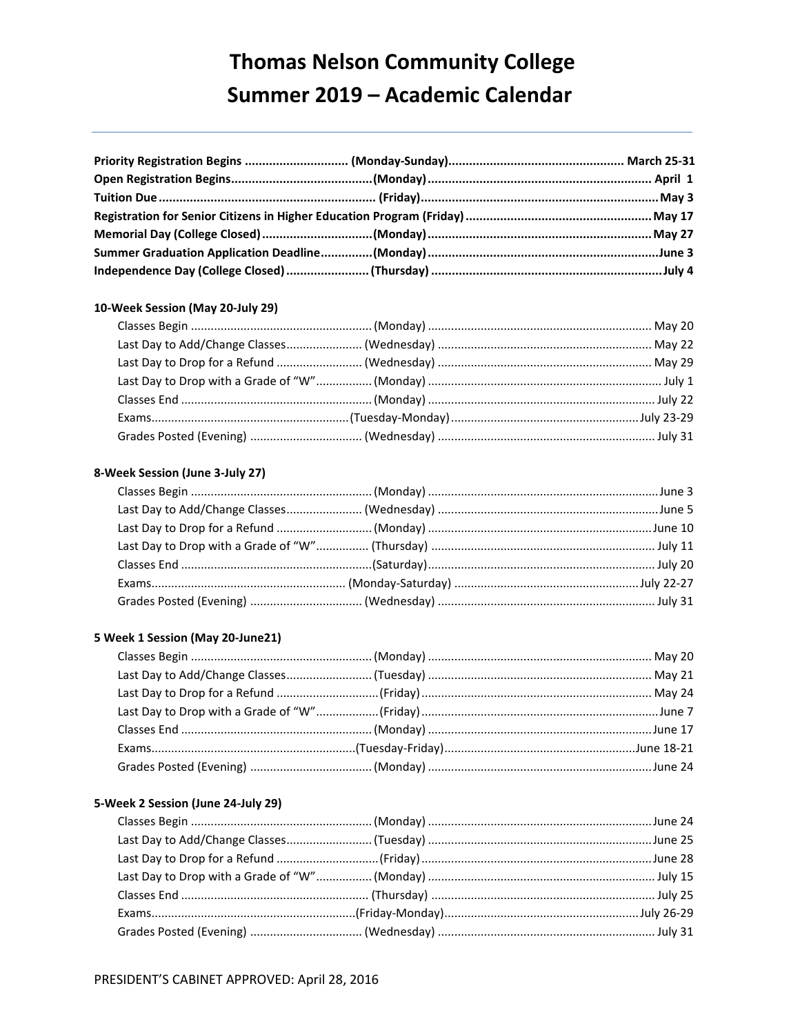# Thomas Nelson Community College
# Summer 2019 – Academic Calendar

| | | |
|---|---|---|
| **Priority Registration Begins** | **(Monday-Sunday)** | **March 25-31** |
| **Open Registration Begins** | **(Monday)** | **April 1** |
| **Tuition Due** | **(Friday)** | **May 3** |
| **Registration for Senior Citizens in Higher Education Program (Friday)** | | **May 17** |
| **Memorial Day (College Closed)** | **(Monday)** | **May 27** |
| **Summer Graduation Application Deadline** | **(Monday)** | **June 3** |
| **Independence Day (College Closed)** | **(Thursday)** | **July 4** |

**10-Week Session (May 20-July 29)**

| | | |
|---|---|---|
| Classes Begin | (Monday) | May 20 |
| Last Day to Add/Change Classes | (Wednesday) | May 22 |
| Last Day to Drop for a Refund | (Wednesday) | May 29 |
| Last Day to Drop with a Grade of "W" | (Monday) | July 1 |
| Classes End | (Monday) | July 22 |
| Exams | (Tuesday-Monday) | July 23-29 |
| Grades Posted (Evening) | (Wednesday) | July 31 |

**8-Week Session (June 3-July 27)**

| | | |
|---|---|---|
| Classes Begin | (Monday) | June 3 |
| Last Day to Add/Change Classes | (Wednesday) | June 5 |
| Last Day to Drop for a Refund | (Monday) | June 10 |
| Last Day to Drop with a Grade of "W" | (Thursday) | July 11 |
| Classes End | (Saturday) | July 20 |
| Exams | (Monday-Saturday) | July 22-27 |
| Grades Posted (Evening) | (Wednesday) | July 31 |

**5 Week 1 Session (May 20-June21)**

| | | |
|---|---|---|
| Classes Begin | (Monday) | May 20 |
| Last Day to Add/Change Classes | (Tuesday) | May 21 |
| Last Day to Drop for a Refund | (Friday) | May 24 |
| Last Day to Drop with a Grade of "W" | (Friday) | June 7 |
| Classes End | (Monday) | June 17 |
| Exams | (Tuesday-Friday) | June 18-21 |
| Grades Posted (Evening) | (Monday) | June 24 |

**5-Week 2 Session (June 24-July 29)**

| | | |
|---|---|---|
| Classes Begin | (Monday) | June 24 |
| Last Day to Add/Change Classes | (Tuesday) | June 25 |
| Last Day to Drop for a Refund | (Friday) | June 28 |
| Last Day to Drop with a Grade of "W" | (Monday) | July 15 |
| Classes End | (Thursday) | July 25 |
| Exams | (Friday-Monday) | July 26-29 |
| Grades Posted (Evening) | (Wednesday) | July 31 |

PRESIDENT'S CABINET APPROVED: April 28, 2016